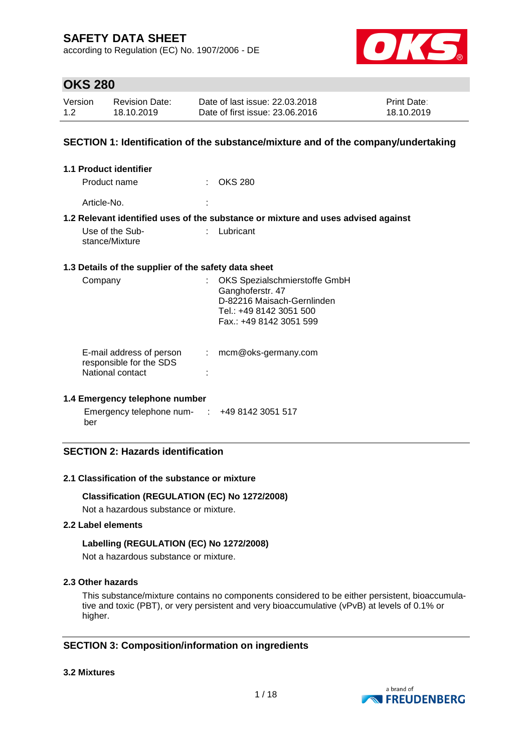# SAFETY DATA SHEET

according to Regulation (EC) No. 1907/2006 - DE

## OKS 280

| Version | Revision Date: | Date of last issue: 22.03.2018 | Print Date: |
|---|---|---|---|
| 1.2 | 18.10.2019 | Date of first issue: 23.06.2016 | 18.10.2019 |

### SECTION 1: Identification of the substance/mixture and of the company/undertaking

**1.1 Product identifier**

Product name : OKS 280

Article-No. :

**1.2 Relevant identified uses of the substance or mixture and uses advised against**

Use of the Substance/Mixture : Lubricant

**1.3 Details of the supplier of the safety data sheet**

Company : OKS Spezialschmierstoffe GmbH
Ganghoferstr. 47
D-82216 Maisach-Gernlinden
Tel.: +49 8142 3051 500
Fax.: +49 8142 3051 599

E-mail address of person responsible for the SDS : mcm@oks-germany.com

National contact :

**1.4 Emergency telephone number**

Emergency telephone number : +49 8142 3051 517

### SECTION 2: Hazards identification

**2.1 Classification of the substance or mixture**

**Classification (REGULATION (EC) No 1272/2008)**

Not a hazardous substance or mixture.

**2.2 Label elements**

**Labelling (REGULATION (EC) No 1272/2008)**

Not a hazardous substance or mixture.

**2.3 Other hazards**

This substance/mixture contains no components considered to be either persistent, bioaccumulative and toxic (PBT), or very persistent and very bioaccumulative (vPvB) at levels of 0.1% or higher.

### SECTION 3: Composition/information on ingredients

**3.2 Mixtures**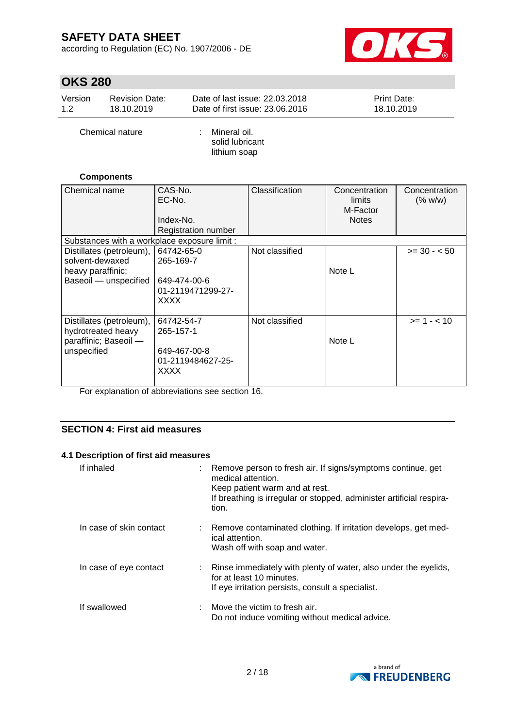Chemical nature : Mineral oil.
solid lubricant
lithium soap

**Components**

| Chemical name | CAS-No.<br>EC-No.<br><br>Index-No.<br>Registration number | Classification | Concentration limits<br>M-Factor<br>Notes | Concentration (% w/w) |
|---|---|---|---|---|
| Substances with a workplace exposure limit : | | | | |
| Distillates (petroleum), solvent-dewaxed heavy paraffinic; Baseoil — unspecified | 64742-65-0<br>265-169-7<br><br>649-474-00-6<br>01-2119471299-27-XXXX | Not classified | Note L | >= 30 - < 50 |
| Distillates (petroleum), hydrotreated heavy paraffinic; Baseoil — unspecified | 64742-54-7<br>265-157-1<br><br>649-467-00-8<br>01-2119484627-25-XXXX | Not classified | Note L | >= 1 - < 10 |

For explanation of abbreviations see section 16.

## SECTION 4: First aid measures

### 4.1 Description of first aid measures

If inhaled : Remove person to fresh air. If signs/symptoms continue, get medical attention.
Keep patient warm and at rest.
If breathing is irregular or stopped, administer artificial respiration.

In case of skin contact : Remove contaminated clothing. If irritation develops, get medical attention.
Wash off with soap and water.

In case of eye contact : Rinse immediately with plenty of water, also under the eyelids, for at least 10 minutes.
If eye irritation persists, consult a specialist.

If swallowed : Move the victim to fresh air.
Do not induce vomiting without medical advice.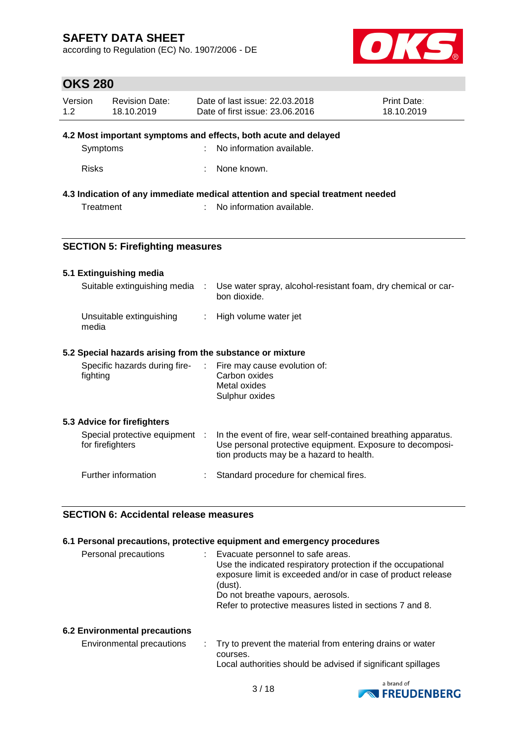### 4.2 Most important symptoms and effects, both acute and delayed

| | |
|---|---|
| Symptoms | : No information available. |
| Risks | : None known. |

### 4.3 Indication of any immediate medical attention and special treatment needed

| | |
|---|---|
| Treatment | : No information available. |

## SECTION 5: Firefighting measures

### 5.1 Extinguishing media

| | |
|---|---|
| Suitable extinguishing media | : Use water spray, alcohol-resistant foam, dry chemical or carbon dioxide. |
| Unsuitable extinguishing media | : High volume water jet |

### 5.2 Special hazards arising from the substance or mixture

| | |
|---|---|
| Specific hazards during firefighting | : Fire may cause evolution of:<br>Carbon oxides<br>Metal oxides<br>Sulphur oxides |

### 5.3 Advice for firefighters

| | |
|---|---|
| Special protective equipment for firefighters | : In the event of fire, wear self-contained breathing apparatus. Use personal protective equipment. Exposure to decomposition products may be a hazard to health. |
| Further information | : Standard procedure for chemical fires. |

## SECTION 6: Accidental release measures

### 6.1 Personal precautions, protective equipment and emergency procedures

| | |
|---|---|
| Personal precautions | : Evacuate personnel to safe areas.<br>Use the indicated respiratory protection if the occupational exposure limit is exceeded and/or in case of product release (dust).<br>Do not breathe vapours, aerosols.<br>Refer to protective measures listed in sections 7 and 8. |

### 6.2 Environmental precautions

| | |
|---|---|
| Environmental precautions | : Try to prevent the material from entering drains or water courses.<br>Local authorities should be advised if significant spillages |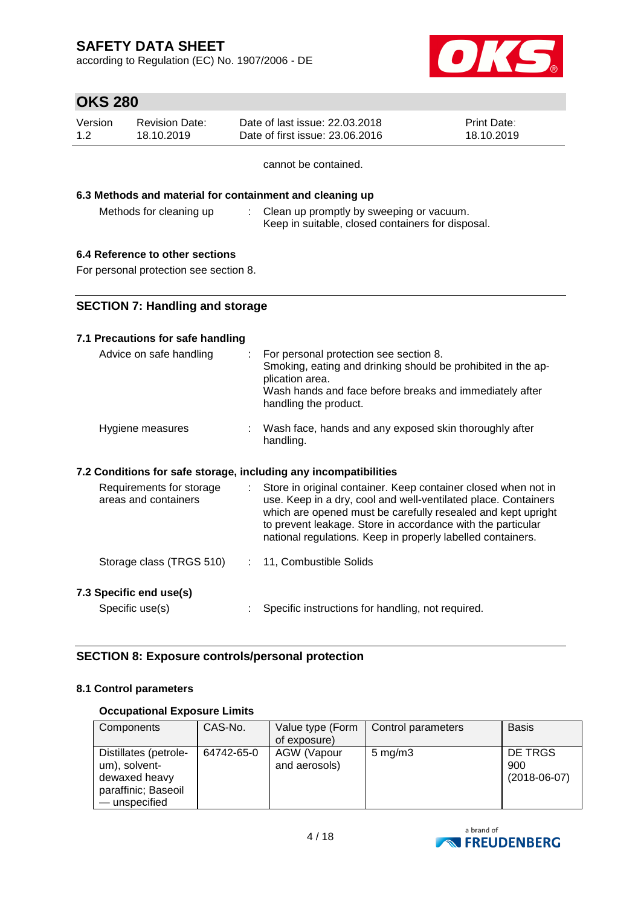cannot be contained.

### 6.3 Methods and material for containment and cleaning up

| | | |
|---|---|---|
| Methods for cleaning up | : | Clean up promptly by sweeping or vacuum. Keep in suitable, closed containers for disposal. |

### 6.4 Reference to other sections

For personal protection see section 8.

## SECTION 7: Handling and storage

### 7.1 Precautions for safe handling

| | | |
|---|---|---|
| Advice on safe handling | : | For personal protection see section 8. Smoking, eating and drinking should be prohibited in the application area. Wash hands and face before breaks and immediately after handling the product. |
| Hygiene measures | : | Wash face, hands and any exposed skin thoroughly after handling. |

### 7.2 Conditions for safe storage, including any incompatibilities

| | | |
|---|---|---|
| Requirements for storage areas and containers | : | Store in original container. Keep container closed when not in use. Keep in a dry, cool and well-ventilated place. Containers which are opened must be carefully resealed and kept upright to prevent leakage. Store in accordance with the particular national regulations. Keep in properly labelled containers. |
| Storage class (TRGS 510) | : | 11, Combustible Solids |

### 7.3 Specific end use(s)

| | | |
|---|---|---|
| Specific use(s) | : | Specific instructions for handling, not required. |

## SECTION 8: Exposure controls/personal protection

### 8.1 Control parameters

**Occupational Exposure Limits**

| Components | CAS-No. | Value type (Form of exposure) | Control parameters | Basis |
|---|---|---|---|---|
| Distillates (petroleum), solvent-dewaxed heavy paraffinic; Baseoil — unspecified | 64742-65-0 | AGW (Vapour and aerosols) | 5 mg/m3 | DE TRGS 900 (2018-06-07) |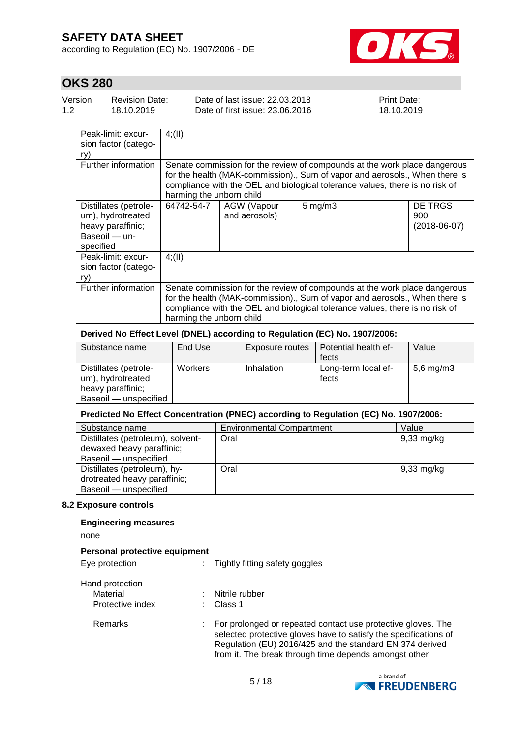| | | | | |
|---|---|---|---|---|
| Peak-limit: excursion factor (category) | 4;(II) | | | |
| Further information | Senate commission for the review of compounds at the work place dangerous for the health (MAK-commission)., Sum of vapor and aerosols., When there is compliance with the OEL and biological tolerance values, there is no risk of harming the unborn child | | | |
| Distillates (petroleum), hydrotreated heavy paraffinic; Baseoil — unspecified | 64742-54-7 | AGW (Vapour and aerosols) | 5 mg/m3 | DE TRGS 900 (2018-06-07) |
| Peak-limit: excursion factor (category) | 4;(II) | | | |
| Further information | Senate commission for the review of compounds at the work place dangerous for the health (MAK-commission)., Sum of vapor and aerosols., When there is compliance with the OEL and biological tolerance values, there is no risk of harming the unborn child | | | |

**Derived No Effect Level (DNEL) according to Regulation (EC) No. 1907/2006:**

| Substance name | End Use | Exposure routes | Potential health effects | Value |
|---|---|---|---|---|
| Distillates (petroleum), hydrotreated heavy paraffinic; Baseoil — unspecified | Workers | Inhalation | Long-term local effects | 5,6 mg/m3 |

**Predicted No Effect Concentration (PNEC) according to Regulation (EC) No. 1907/2006:**

| Substance name | Environmental Compartment | Value |
|---|---|---|
| Distillates (petroleum), solvent-dewaxed heavy paraffinic; Baseoil — unspecified | Oral | 9,33 mg/kg |
| Distillates (petroleum), hydrotreated heavy paraffinic; Baseoil — unspecified | Oral | 9,33 mg/kg |

### 8.2 Exposure controls

**Engineering measures**

none

**Personal protective equipment**

Eye protection : Tightly fitting safety goggles

Hand protection

Material : Nitrile rubber

Protective index : Class 1

Remarks : For prolonged or repeated contact use protective gloves. The selected protective gloves have to satisfy the specifications of Regulation (EU) 2016/425 and the standard EN 374 derived from it. The break through time depends amongst other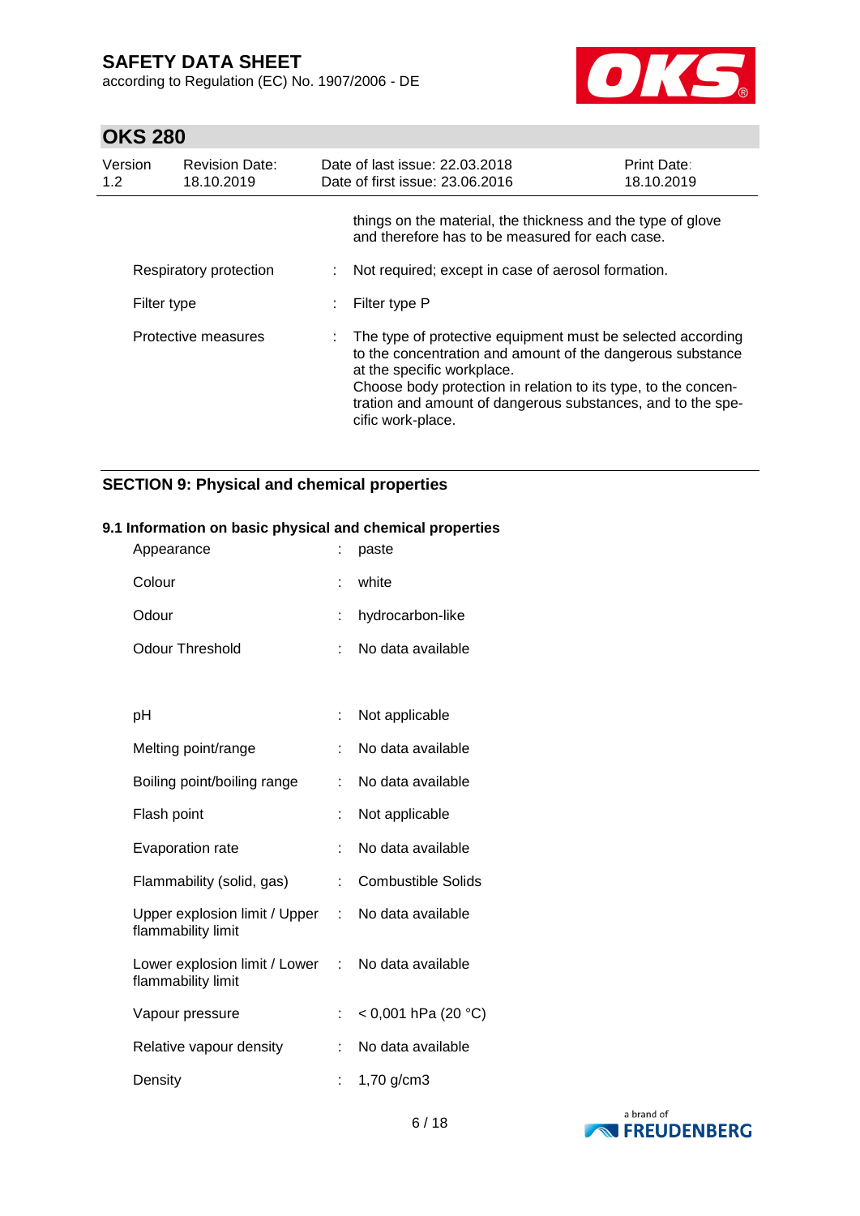things on the material, the thickness and the type of glove and therefore has to be measured for each case.

| | | |
|---|---|---|
| Respiratory protection | : | Not required; except in case of aerosol formation. |
| Filter type | : | Filter type P |
| Protective measures | : | The type of protective equipment must be selected according to the concentration and amount of the dangerous substance at the specific workplace.<br>Choose body protection in relation to its type, to the concentration and amount of dangerous substances, and to the specific work-place. |

## SECTION 9: Physical and chemical properties

### 9.1 Information on basic physical and chemical properties

| | | |
|---|---|---|
| Appearance | : | paste |
| Colour | : | white |
| Odour | : | hydrocarbon-like |
| Odour Threshold | : | No data available |
| pH | : | Not applicable |
| Melting point/range | : | No data available |
| Boiling point/boiling range | : | No data available |
| Flash point | : | Not applicable |
| Evaporation rate | : | No data available |
| Flammability (solid, gas) | : | Combustible Solids |
| Upper explosion limit / Upper flammability limit | : | No data available |
| Lower explosion limit / Lower flammability limit | : | No data available |
| Vapour pressure | : | < 0,001 hPa (20 °C) |
| Relative vapour density | : | No data available |
| Density | : | 1,70 g/cm3 |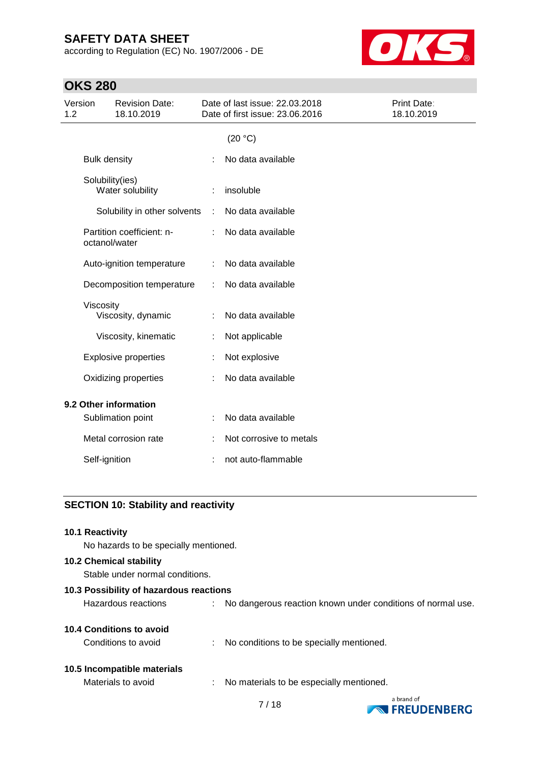(20 °C)

| | | |
|---|---|---|
| Bulk density | : | No data available |
| Solubility(ies) | | |
| Water solubility | : | insoluble |
| Solubility in other solvents | : | No data available |
| Partition coefficient: n-octanol/water | : | No data available |
| Auto-ignition temperature | : | No data available |
| Decomposition temperature | : | No data available |
| Viscosity | | |
| Viscosity, dynamic | : | No data available |
| Viscosity, kinematic | : | Not applicable |
| Explosive properties | : | Not explosive |
| Oxidizing properties | : | No data available |

**9.2 Other information**

| | | |
|---|---|---|
| Sublimation point | : | No data available |
| Metal corrosion rate | : | Not corrosive to metals |
| Self-ignition | : | not auto-flammable |

## SECTION 10: Stability and reactivity

**10.1 Reactivity**

No hazards to be specially mentioned.

**10.2 Chemical stability**

Stable under normal conditions.

**10.3 Possibility of hazardous reactions**

Hazardous reactions : No dangerous reaction known under conditions of normal use.

**10.4 Conditions to avoid**

Conditions to avoid : No conditions to be specially mentioned.

**10.5 Incompatible materials**

Materials to avoid : No materials to be especially mentioned.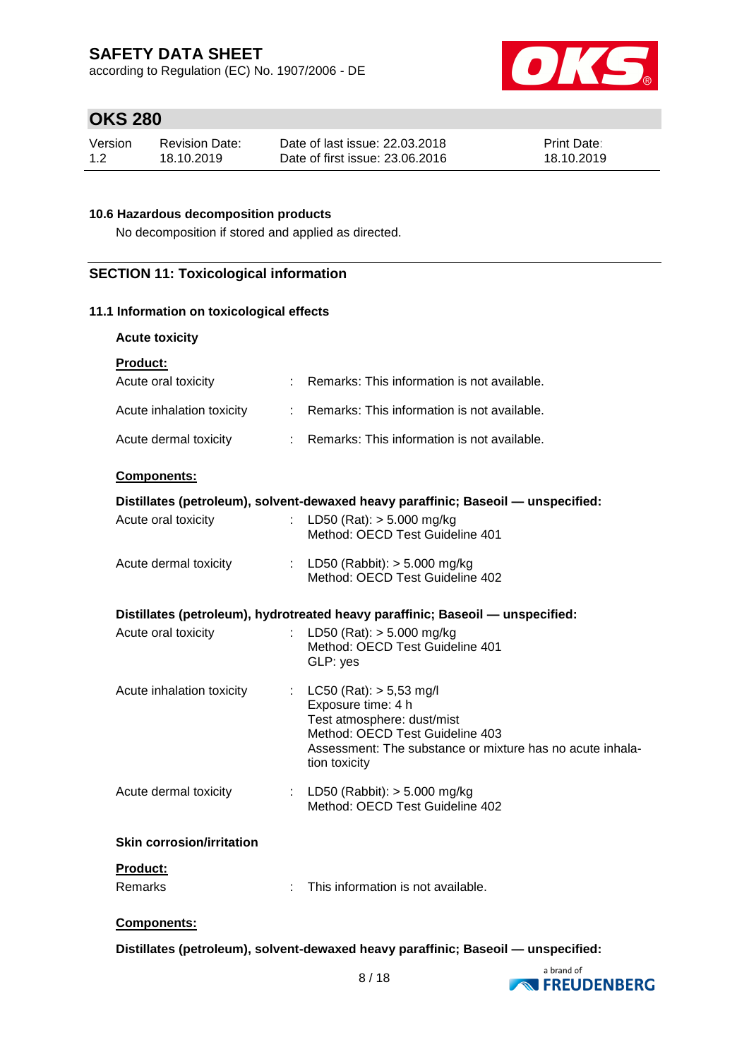### 10.6 Hazardous decomposition products

No decomposition if stored and applied as directed.

## SECTION 11: Toxicological information

### 11.1 Information on toxicological effects

**Acute toxicity**

**Product:**

| | | |
|---|---|---|
| Acute oral toxicity | : | Remarks: This information is not available. |
| Acute inhalation toxicity | : | Remarks: This information is not available. |
| Acute dermal toxicity | : | Remarks: This information is not available. |

**Components:**

**Distillates (petroleum), solvent-dewaxed heavy paraffinic; Baseoil — unspecified:**

| | | |
|---|---|---|
| Acute oral toxicity | : | LD50 (Rat): > 5.000 mg/kg<br>Method: OECD Test Guideline 401 |
| Acute dermal toxicity | : | LD50 (Rabbit): > 5.000 mg/kg<br>Method: OECD Test Guideline 402 |

**Distillates (petroleum), hydrotreated heavy paraffinic; Baseoil — unspecified:**

| | | |
|---|---|---|
| Acute oral toxicity | : | LD50 (Rat): > 5.000 mg/kg<br>Method: OECD Test Guideline 401<br>GLP: yes |
| Acute inhalation toxicity | : | LC50 (Rat): > 5,53 mg/l<br>Exposure time: 4 h<br>Test atmosphere: dust/mist<br>Method: OECD Test Guideline 403<br>Assessment: The substance or mixture has no acute inhalation toxicity |
| Acute dermal toxicity | : | LD50 (Rabbit): > 5.000 mg/kg<br>Method: OECD Test Guideline 402 |

**Skin corrosion/irritation**

**Product:**

| | | |
|---|---|---|
| Remarks | : | This information is not available. |

**Components:**

**Distillates (petroleum), solvent-dewaxed heavy paraffinic; Baseoil — unspecified:**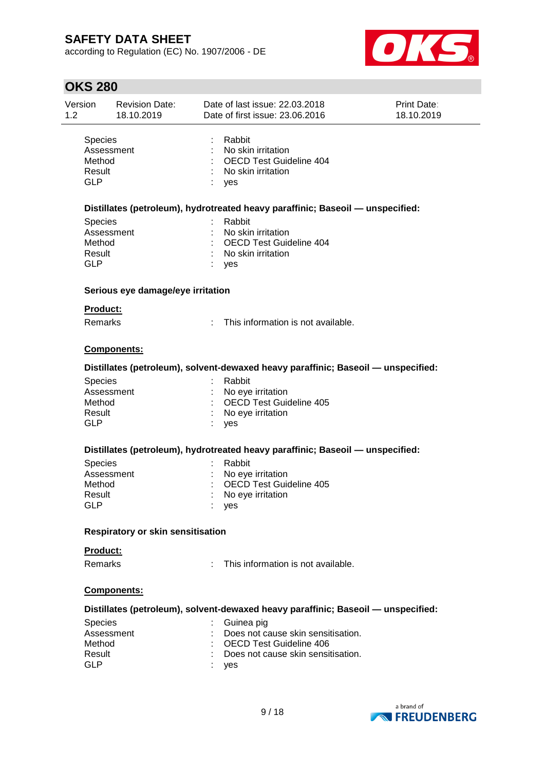| | | |
|---|---|---|
| Species | : | Rabbit |
| Assessment | : | No skin irritation |
| Method | : | OECD Test Guideline 404 |
| Result | : | No skin irritation |
| GLP | : | yes |

**Distillates (petroleum), hydrotreated heavy paraffinic; Baseoil — unspecified:**

| | | |
|---|---|---|
| Species | : | Rabbit |
| Assessment | : | No skin irritation |
| Method | : | OECD Test Guideline 404 |
| Result | : | No skin irritation |
| GLP | : | yes |

**Serious eye damage/eye irritation**

**Product:**

Remarks : This information is not available.

**Components:**

**Distillates (petroleum), solvent-dewaxed heavy paraffinic; Baseoil — unspecified:**

| | | |
|---|---|---|
| Species | : | Rabbit |
| Assessment | : | No eye irritation |
| Method | : | OECD Test Guideline 405 |
| Result | : | No eye irritation |
| GLP | : | yes |

**Distillates (petroleum), hydrotreated heavy paraffinic; Baseoil — unspecified:**

| | | |
|---|---|---|
| Species | : | Rabbit |
| Assessment | : | No eye irritation |
| Method | : | OECD Test Guideline 405 |
| Result | : | No eye irritation |
| GLP | : | yes |

**Respiratory or skin sensitisation**

**Product:**

Remarks : This information is not available.

**Components:**

**Distillates (petroleum), solvent-dewaxed heavy paraffinic; Baseoil — unspecified:**

| | | |
|---|---|---|
| Species | : | Guinea pig |
| Assessment | : | Does not cause skin sensitisation. |
| Method | : | OECD Test Guideline 406 |
| Result | : | Does not cause skin sensitisation. |
| GLP | : | yes |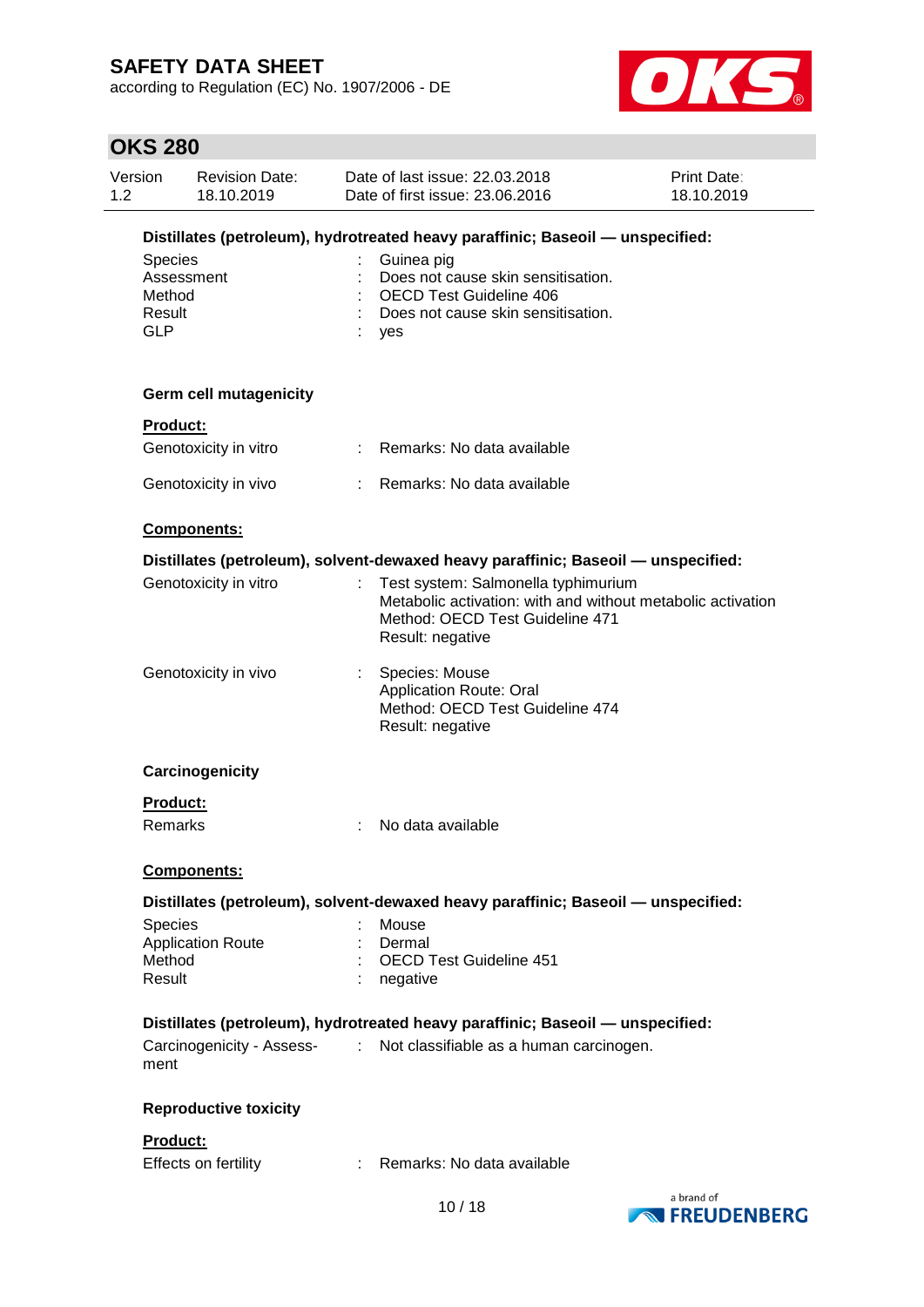**Distillates (petroleum), hydrotreated heavy paraffinic; Baseoil — unspecified:**

| | | |
|---|---|---|
| Species | : | Guinea pig |
| Assessment | : | Does not cause skin sensitisation. |
| Method | : | OECD Test Guideline 406 |
| Result | : | Does not cause skin sensitisation. |
| GLP | : | yes |

### Germ cell mutagenicity

**Product:**

| | | |
|---|---|---|
| Genotoxicity in vitro | : | Remarks: No data available |
| Genotoxicity in vivo | : | Remarks: No data available |

**Components:**

**Distillates (petroleum), solvent-dewaxed heavy paraffinic; Baseoil — unspecified:**

| | | |
|---|---|---|
| Genotoxicity in vitro | : | Test system: Salmonella typhimurium<br>Metabolic activation: with and without metabolic activation<br>Method: OECD Test Guideline 471<br>Result: negative |
| Genotoxicity in vivo | : | Species: Mouse<br>Application Route: Oral<br>Method: OECD Test Guideline 474<br>Result: negative |

### Carcinogenicity

**Product:**

| | | |
|---|---|---|
| Remarks | : | No data available |

**Components:**

**Distillates (petroleum), solvent-dewaxed heavy paraffinic; Baseoil — unspecified:**

| | | |
|---|---|---|
| Species | : | Mouse |
| Application Route | : | Dermal |
| Method | : | OECD Test Guideline 451 |
| Result | : | negative |

**Distillates (petroleum), hydrotreated heavy paraffinic; Baseoil — unspecified:**

| | | |
|---|---|---|
| Carcinogenicity - Assessment | : | Not classifiable as a human carcinogen. |

### Reproductive toxicity

**Product:**

| | | |
|---|---|---|
| Effects on fertility | : | Remarks: No data available |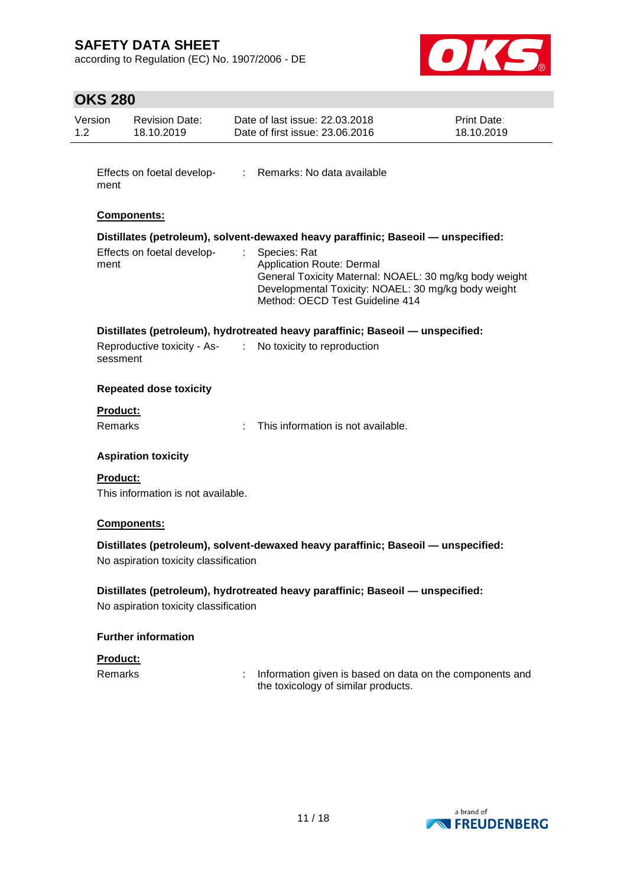Effects on foetal development : Remarks: No data available

**Components:**

**Distillates (petroleum), solvent-dewaxed heavy paraffinic; Baseoil — unspecified:**

Effects on foetal development : Species: Rat
Application Route: Dermal
General Toxicity Maternal: NOAEL: 30 mg/kg body weight
Developmental Toxicity: NOAEL: 30 mg/kg body weight
Method: OECD Test Guideline 414

**Distillates (petroleum), hydrotreated heavy paraffinic; Baseoil — unspecified:**

Reproductive toxicity - Assessment : No toxicity to reproduction

**Repeated dose toxicity**

**Product:**

Remarks : This information is not available.

**Aspiration toxicity**

**Product:**

This information is not available.

**Components:**

**Distillates (petroleum), solvent-dewaxed heavy paraffinic; Baseoil — unspecified:**

No aspiration toxicity classification

**Distillates (petroleum), hydrotreated heavy paraffinic; Baseoil — unspecified:**

No aspiration toxicity classification

**Further information**

**Product:**

Remarks : Information given is based on data on the components and the toxicology of similar products.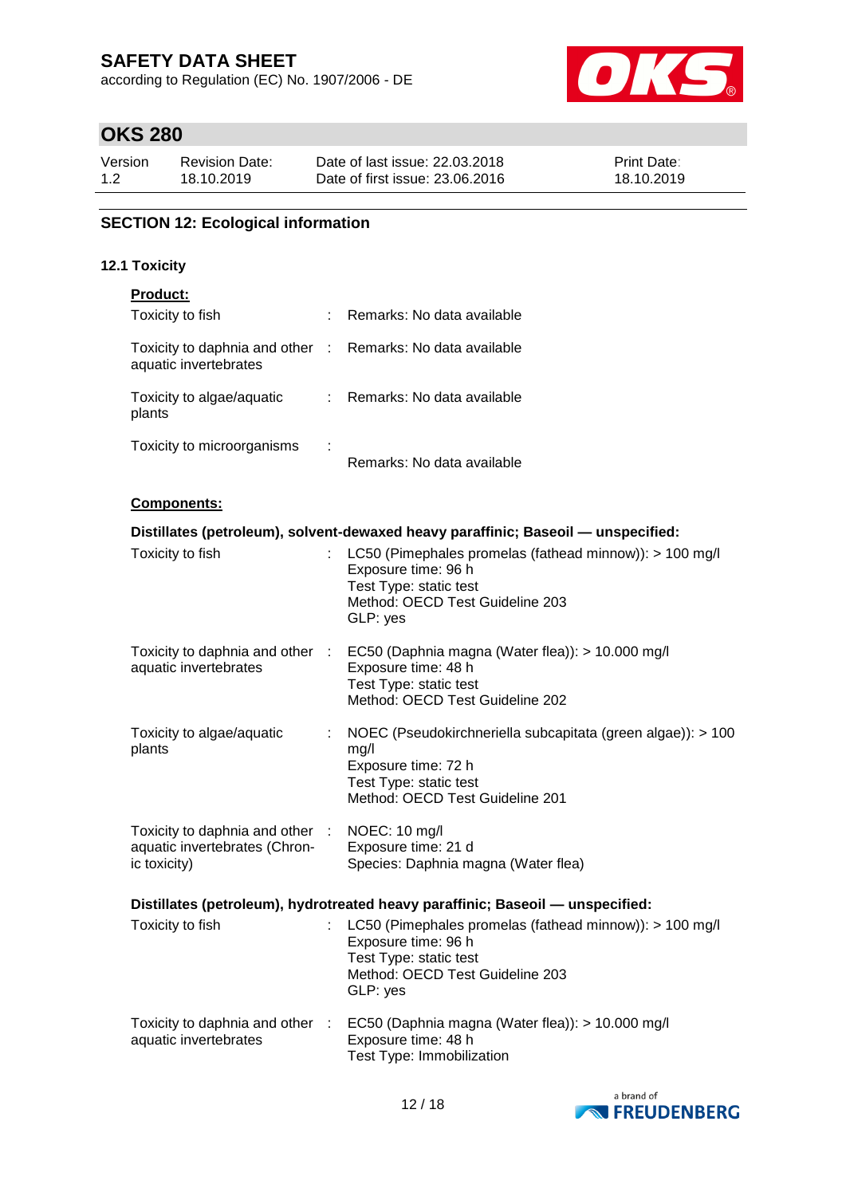## SECTION 12: Ecological information

### 12.1 Toxicity

**Product:**

| | | |
|---|---|---|
| Toxicity to fish | : | Remarks: No data available |
| Toxicity to daphnia and other aquatic invertebrates | : | Remarks: No data available |
| Toxicity to algae/aquatic plants | : | Remarks: No data available |
| Toxicity to microorganisms | : | Remarks: No data available |

**Components:**

**Distillates (petroleum), solvent-dewaxed heavy paraffinic; Baseoil — unspecified:**

| | | |
|---|---|---|
| Toxicity to fish | : | LC50 (Pimephales promelas (fathead minnow)): > 100 mg/l<br>Exposure time: 96 h<br>Test Type: static test<br>Method: OECD Test Guideline 203<br>GLP: yes |
| Toxicity to daphnia and other aquatic invertebrates | : | EC50 (Daphnia magna (Water flea)): > 10.000 mg/l<br>Exposure time: 48 h<br>Test Type: static test<br>Method: OECD Test Guideline 202 |
| Toxicity to algae/aquatic plants | : | NOEC (Pseudokirchneriella subcapitata (green algae)): > 100 mg/l<br>Exposure time: 72 h<br>Test Type: static test<br>Method: OECD Test Guideline 201 |
| Toxicity to daphnia and other aquatic invertebrates (Chronic toxicity) | : | NOEC: 10 mg/l<br>Exposure time: 21 d<br>Species: Daphnia magna (Water flea) |

**Distillates (petroleum), hydrotreated heavy paraffinic; Baseoil — unspecified:**

| | | |
|---|---|---|
| Toxicity to fish | : | LC50 (Pimephales promelas (fathead minnow)): > 100 mg/l<br>Exposure time: 96 h<br>Test Type: static test<br>Method: OECD Test Guideline 203<br>GLP: yes |
| Toxicity to daphnia and other aquatic invertebrates | : | EC50 (Daphnia magna (Water flea)): > 10.000 mg/l<br>Exposure time: 48 h<br>Test Type: Immobilization |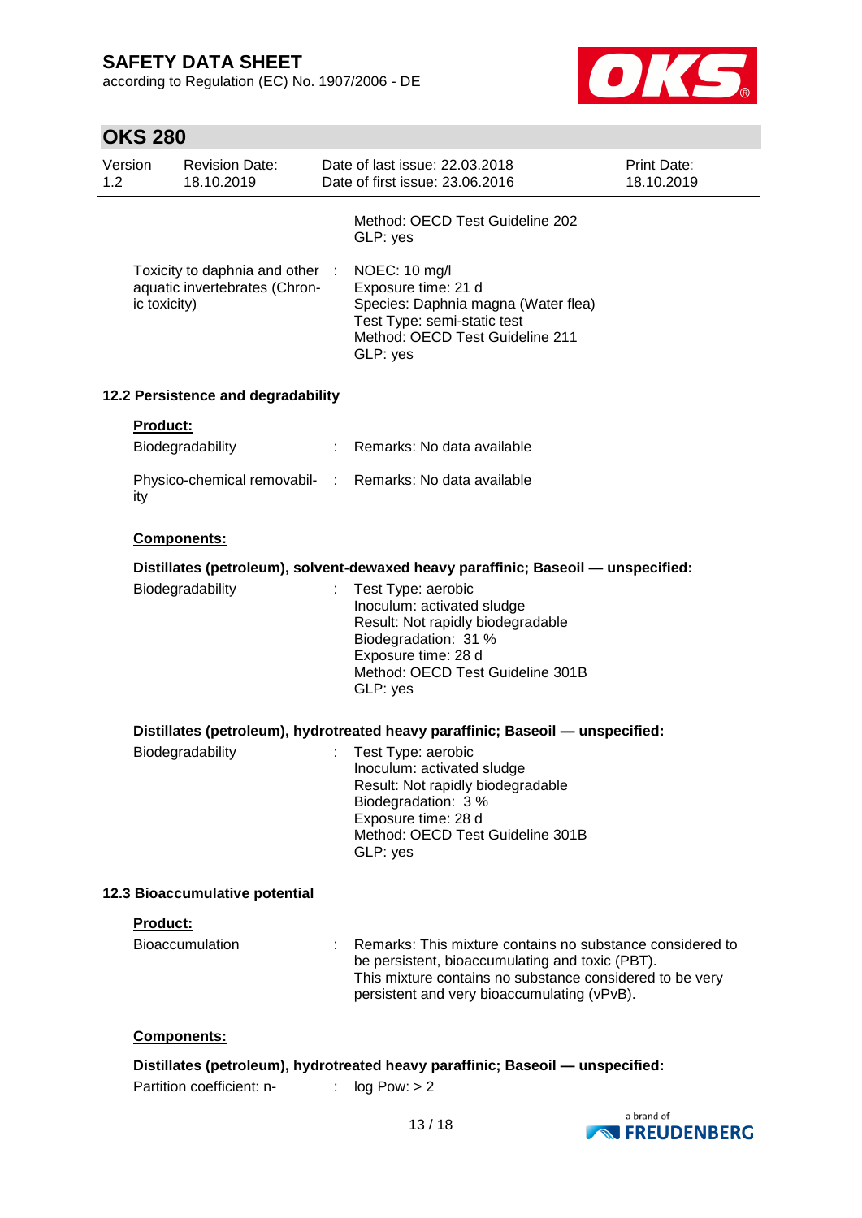Method: OECD Test Guideline 202
GLP: yes

Toxicity to daphnia and other aquatic invertebrates (Chronic toxicity) : NOEC: 10 mg/l
Exposure time: 21 d
Species: Daphnia magna (Water flea)
Test Type: semi-static test
Method: OECD Test Guideline 211
GLP: yes

### 12.2 Persistence and degradability

**Product:**

Biodegradability : Remarks: No data available

Physico-chemical removability : Remarks: No data available

**Components:**

**Distillates (petroleum), solvent-dewaxed heavy paraffinic; Baseoil — unspecified:**

Biodegradability : Test Type: aerobic
Inoculum: activated sludge
Result: Not rapidly biodegradable
Biodegradation: 31 %
Exposure time: 28 d
Method: OECD Test Guideline 301B
GLP: yes

**Distillates (petroleum), hydrotreated heavy paraffinic; Baseoil — unspecified:**

Biodegradability : Test Type: aerobic
Inoculum: activated sludge
Result: Not rapidly biodegradable
Biodegradation: 3 %
Exposure time: 28 d
Method: OECD Test Guideline 301B
GLP: yes

### 12.3 Bioaccumulative potential

**Product:**

Bioaccumulation : Remarks: This mixture contains no substance considered to be persistent, bioaccumulating and toxic (PBT).
This mixture contains no substance considered to be very persistent and very bioaccumulating (vPvB).

**Components:**

**Distillates (petroleum), hydrotreated heavy paraffinic; Baseoil — unspecified:**

Partition coefficient: n- : log Pow: > 2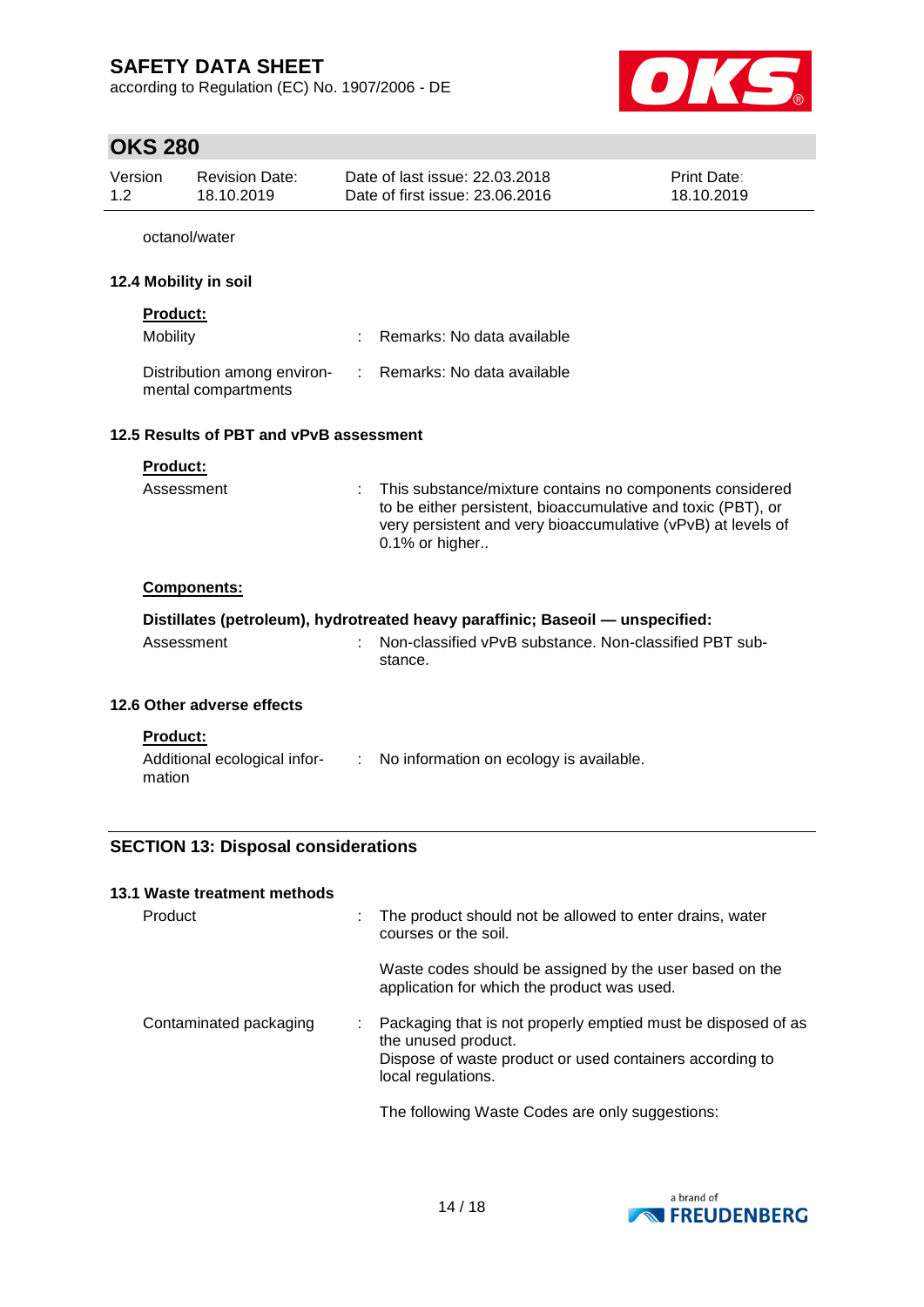octanol/water

### 12.4 Mobility in soil

**Product:**

| | | |
|---|---|---|
| Mobility | : | Remarks: No data available |
| Distribution among environmental compartments | : | Remarks: No data available |

### 12.5 Results of PBT and vPvB assessment

**Product:**

| | | |
|---|---|---|
| Assessment | : | This substance/mixture contains no components considered to be either persistent, bioaccumulative and toxic (PBT), or very persistent and very bioaccumulative (vPvB) at levels of 0.1% or higher.. |

**Components:**

**Distillates (petroleum), hydrotreated heavy paraffinic; Baseoil — unspecified:**

| | | |
|---|---|---|
| Assessment | : | Non-classified vPvB substance. Non-classified PBT substance. |

### 12.6 Other adverse effects

**Product:**

| | | |
|---|---|---|
| Additional ecological information | : | No information on ecology is available. |

## SECTION 13: Disposal considerations

### 13.1 Waste treatment methods

| | | |
|---|---|---|
| Product | : | The product should not be allowed to enter drains, water courses or the soil.<br><br>Waste codes should be assigned by the user based on the application for which the product was used. |
| Contaminated packaging | : | Packaging that is not properly emptied must be disposed of as the unused product.<br>Dispose of waste product or used containers according to local regulations.<br><br>The following Waste Codes are only suggestions: |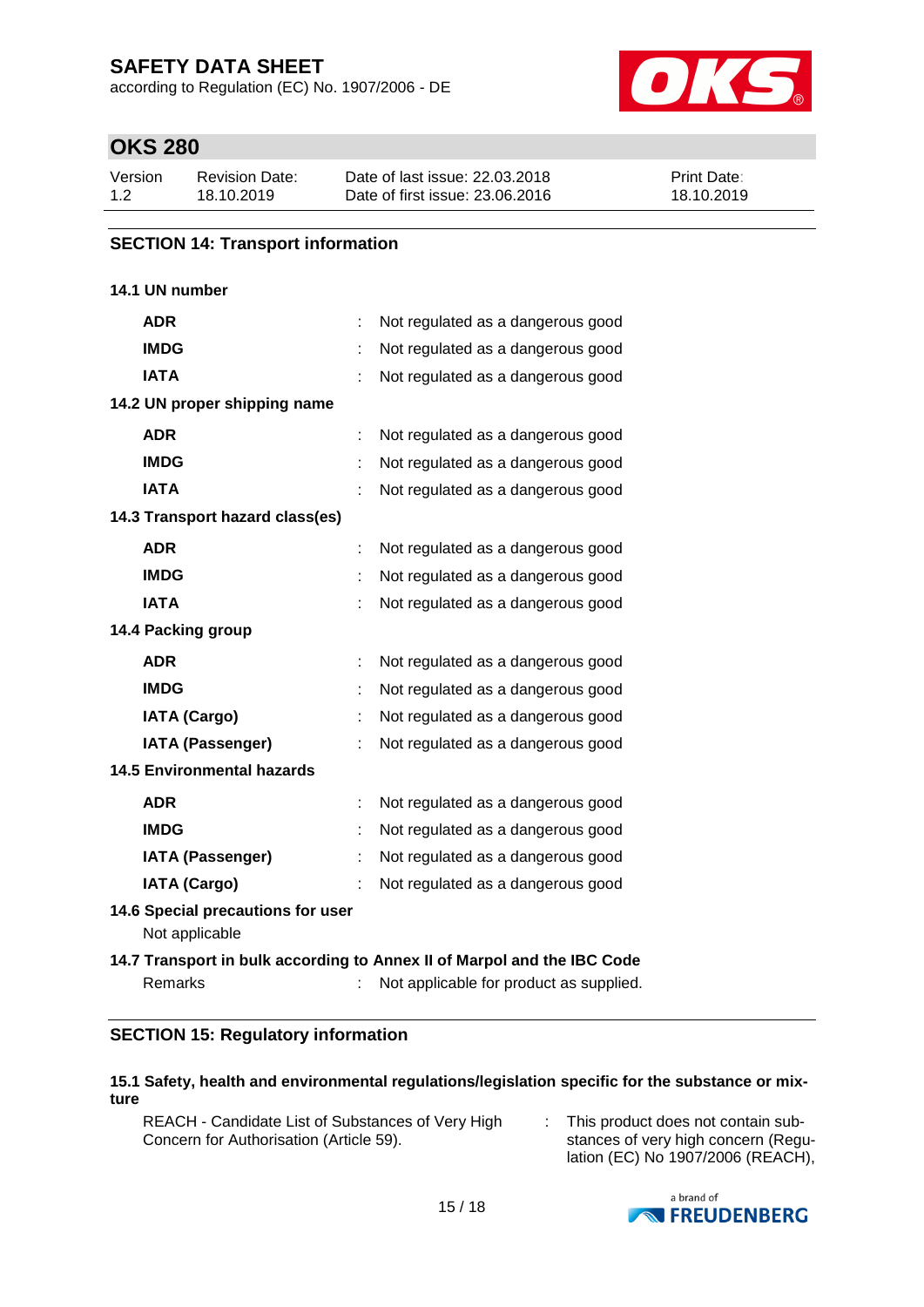## SECTION 14: Transport information

**14.1 UN number**

| | | |
|---|---|---|
| **ADR** | : | Not regulated as a dangerous good |
| **IMDG** | : | Not regulated as a dangerous good |
| **IATA** | : | Not regulated as a dangerous good |

**14.2 UN proper shipping name**

| | | |
|---|---|---|
| **ADR** | : | Not regulated as a dangerous good |
| **IMDG** | : | Not regulated as a dangerous good |
| **IATA** | : | Not regulated as a dangerous good |

**14.3 Transport hazard class(es)**

| | | |
|---|---|---|
| **ADR** | : | Not regulated as a dangerous good |
| **IMDG** | : | Not regulated as a dangerous good |
| **IATA** | : | Not regulated as a dangerous good |

**14.4 Packing group**

| | | |
|---|---|---|
| **ADR** | : | Not regulated as a dangerous good |
| **IMDG** | : | Not regulated as a dangerous good |
| **IATA (Cargo)** | : | Not regulated as a dangerous good |
| **IATA (Passenger)** | : | Not regulated as a dangerous good |

**14.5 Environmental hazards**

| | | |
|---|---|---|
| **ADR** | : | Not regulated as a dangerous good |
| **IMDG** | : | Not regulated as a dangerous good |
| **IATA (Passenger)** | : | Not regulated as a dangerous good |
| **IATA (Cargo)** | : | Not regulated as a dangerous good |

**14.6 Special precautions for user**

Not applicable

**14.7 Transport in bulk according to Annex II of Marpol and the IBC Code**

Remarks : Not applicable for product as supplied.

## SECTION 15: Regulatory information

**15.1 Safety, health and environmental regulations/legislation specific for the substance or mixture**

REACH - Candidate List of Substances of Very High Concern for Authorisation (Article 59). : This product does not contain substances of very high concern (Regulation (EC) No 1907/2006 (REACH),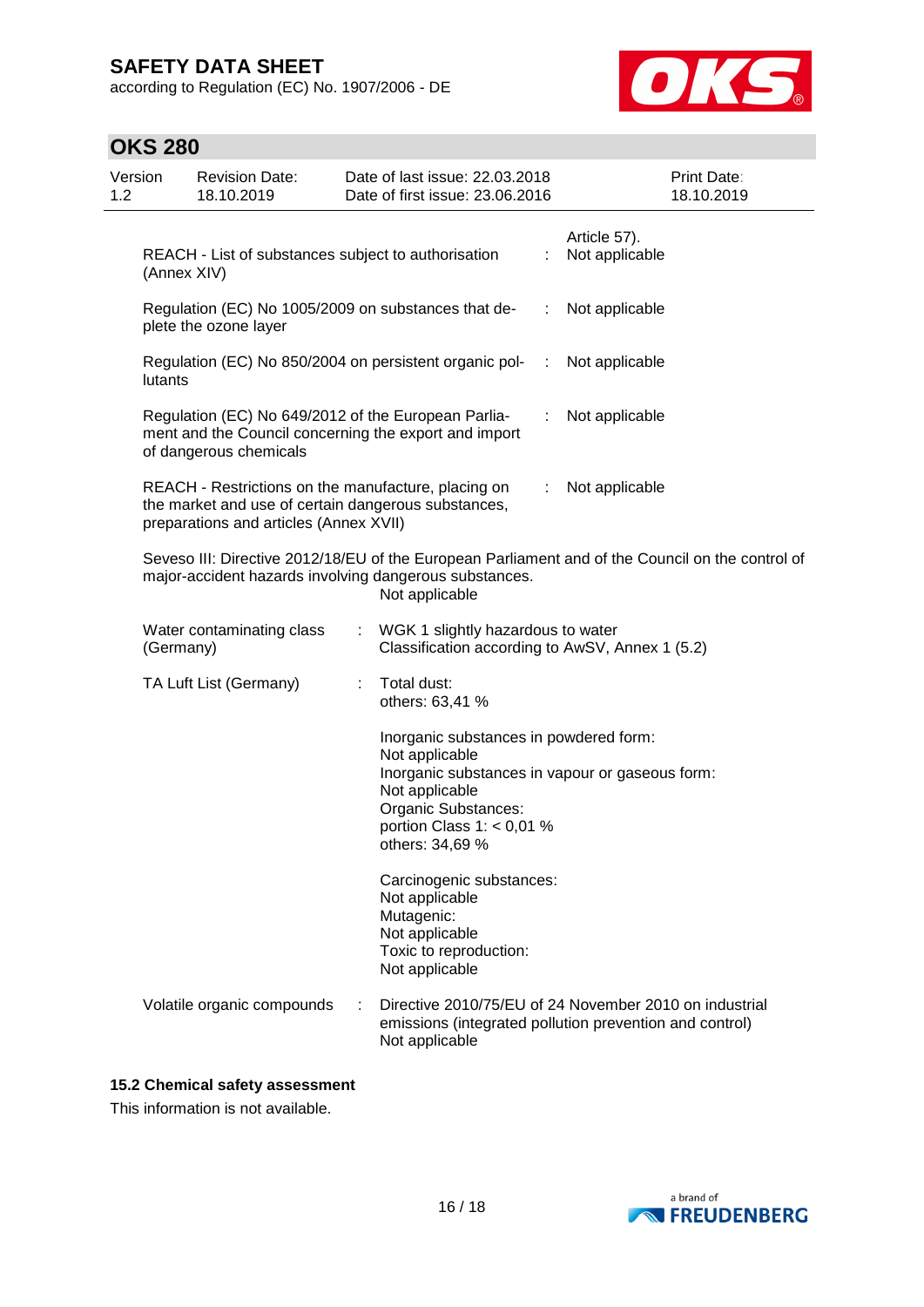| | | |
|---|---|---|
| | | Article 57). |
| REACH - List of substances subject to authorisation (Annex XIV) | : | Not applicable |
| Regulation (EC) No 1005/2009 on substances that deplete the ozone layer | : | Not applicable |
| Regulation (EC) No 850/2004 on persistent organic pollutants | : | Not applicable |
| Regulation (EC) No 649/2012 of the European Parliament and the Council concerning the export and import of dangerous chemicals | : | Not applicable |
| REACH - Restrictions on the manufacture, placing on the market and use of certain dangerous substances, preparations and articles (Annex XVII) | : | Not applicable |

Seveso III: Directive 2012/18/EU of the European Parliament and of the Council on the control of major-accident hazards involving dangerous substances.
Not applicable

| | | |
|---|---|---|
| Water contaminating class (Germany) | : | WGK 1 slightly hazardous to water<br>Classification according to AwSV, Annex 1 (5.2) |
| TA Luft List (Germany) | : | Total dust:<br>others: 63,41 %<br><br>Inorganic substances in powdered form:<br>Not applicable<br>Inorganic substances in vapour or gaseous form:<br>Not applicable<br>Organic Substances:<br>portion Class 1: < 0,01 %<br>others: 34,69 %<br><br>Carcinogenic substances:<br>Not applicable<br>Mutagenic:<br>Not applicable<br>Toxic to reproduction:<br>Not applicable |
| Volatile organic compounds | : | Directive 2010/75/EU of 24 November 2010 on industrial emissions (integrated pollution prevention and control)<br>Not applicable |

### 15.2 Chemical safety assessment

This information is not available.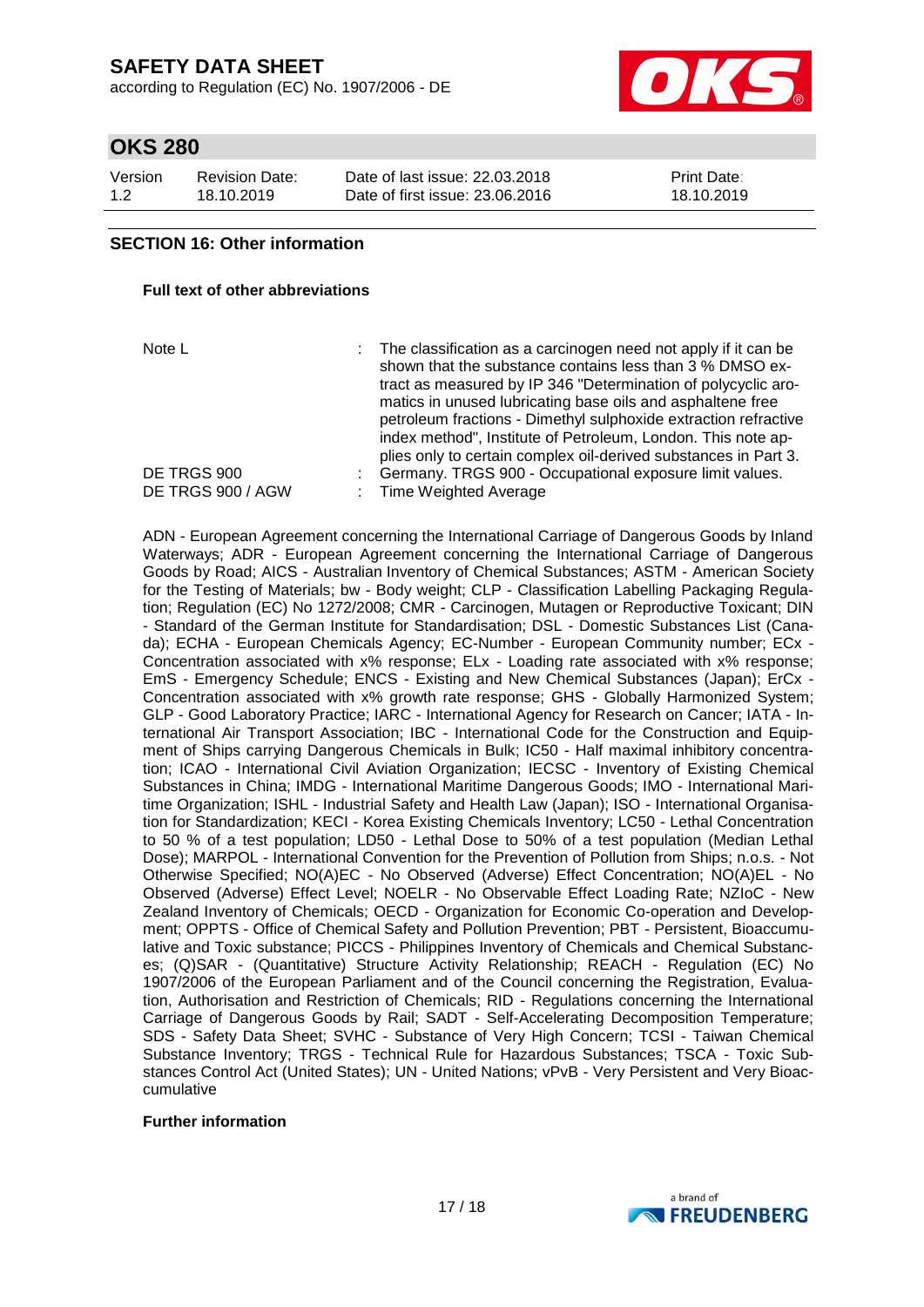## SECTION 16: Other information

**Full text of other abbreviations**

| | |
|---|---|
| Note L | : The classification as a carcinogen need not apply if it can be shown that the substance contains less than 3 % DMSO extract as measured by IP 346 "Determination of polycyclic aromatics in unused lubricating base oils and asphaltene free petroleum fractions - Dimethyl sulphoxide extraction refractive index method", Institute of Petroleum, London. This note applies only to certain complex oil-derived substances in Part 3. |
| DE TRGS 900 | : Germany. TRGS 900 - Occupational exposure limit values. |
| DE TRGS 900 / AGW | : Time Weighted Average |

ADN - European Agreement concerning the International Carriage of Dangerous Goods by Inland Waterways; ADR - European Agreement concerning the International Carriage of Dangerous Goods by Road; AICS - Australian Inventory of Chemical Substances; ASTM - American Society for the Testing of Materials; bw - Body weight; CLP - Classification Labelling Packaging Regulation; Regulation (EC) No 1272/2008; CMR - Carcinogen, Mutagen or Reproductive Toxicant; DIN - Standard of the German Institute for Standardisation; DSL - Domestic Substances List (Canada); ECHA - European Chemicals Agency; EC-Number - European Community number; ECx - Concentration associated with x% response; ELx - Loading rate associated with x% response; EmS - Emergency Schedule; ENCS - Existing and New Chemical Substances (Japan); ErCx - Concentration associated with x% growth rate response; GHS - Globally Harmonized System; GLP - Good Laboratory Practice; IARC - International Agency for Research on Cancer; IATA - International Air Transport Association; IBC - International Code for the Construction and Equipment of Ships carrying Dangerous Chemicals in Bulk; IC50 - Half maximal inhibitory concentration; ICAO - International Civil Aviation Organization; IECSC - Inventory of Existing Chemical Substances in China; IMDG - International Maritime Dangerous Goods; IMO - International Maritime Organization; ISHL - Industrial Safety and Health Law (Japan); ISO - International Organisation for Standardization; KECI - Korea Existing Chemicals Inventory; LC50 - Lethal Concentration to 50 % of a test population; LD50 - Lethal Dose to 50% of a test population (Median Lethal Dose); MARPOL - International Convention for the Prevention of Pollution from Ships; n.o.s. - Not Otherwise Specified; NO(A)EC - No Observed (Adverse) Effect Concentration; NO(A)EL - No Observed (Adverse) Effect Level; NOELR - No Observable Effect Loading Rate; NZIoC - New Zealand Inventory of Chemicals; OECD - Organization for Economic Co-operation and Development; OPPTS - Office of Chemical Safety and Pollution Prevention; PBT - Persistent, Bioaccumulative and Toxic substance; PICCS - Philippines Inventory of Chemicals and Chemical Substances; (Q)SAR - (Quantitative) Structure Activity Relationship; REACH - Regulation (EC) No 1907/2006 of the European Parliament and of the Council concerning the Registration, Evaluation, Authorisation and Restriction of Chemicals; RID - Regulations concerning the International Carriage of Dangerous Goods by Rail; SADT - Self-Accelerating Decomposition Temperature; SDS - Safety Data Sheet; SVHC - Substance of Very High Concern; TCSI - Taiwan Chemical Substance Inventory; TRGS - Technical Rule for Hazardous Substances; TSCA - Toxic Substances Control Act (United States); UN - United Nations; vPvB - Very Persistent and Very Bioaccumulative

**Further information**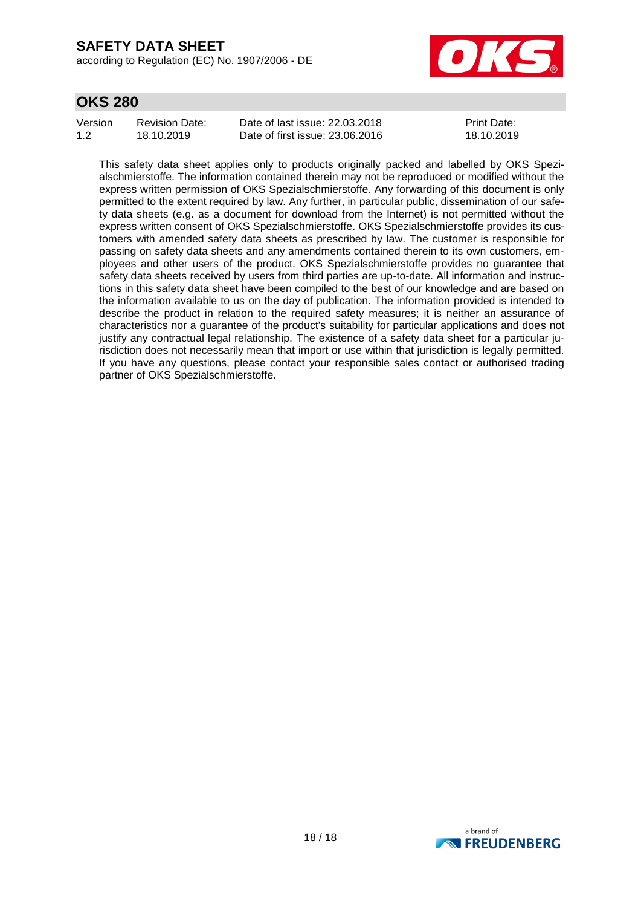This safety data sheet applies only to products originally packed and labelled by OKS Spezialschmierstoffe. The information contained therein may not be reproduced or modified without the express written permission of OKS Spezialschmierstoffe. Any forwarding of this document is only permitted to the extent required by law. Any further, in particular public, dissemination of our safety data sheets (e.g. as a document for download from the Internet) is not permitted without the express written consent of OKS Spezialschmierstoffe. OKS Spezialschmierstoffe provides its customers with amended safety data sheets as prescribed by law. The customer is responsible for passing on safety data sheets and any amendments contained therein to its own customers, employees and other users of the product. OKS Spezialschmierstoffe provides no guarantee that safety data sheets received by users from third parties are up-to-date. All information and instructions in this safety data sheet have been compiled to the best of our knowledge and are based on the information available to us on the day of publication. The information provided is intended to describe the product in relation to the required safety measures; it is neither an assurance of characteristics nor a guarantee of the product's suitability for particular applications and does not justify any contractual legal relationship. The existence of a safety data sheet for a particular jurisdiction does not necessarily mean that import or use within that jurisdiction is legally permitted. If you have any questions, please contact your responsible sales contact or authorised trading partner of OKS Spezialschmierstoffe.